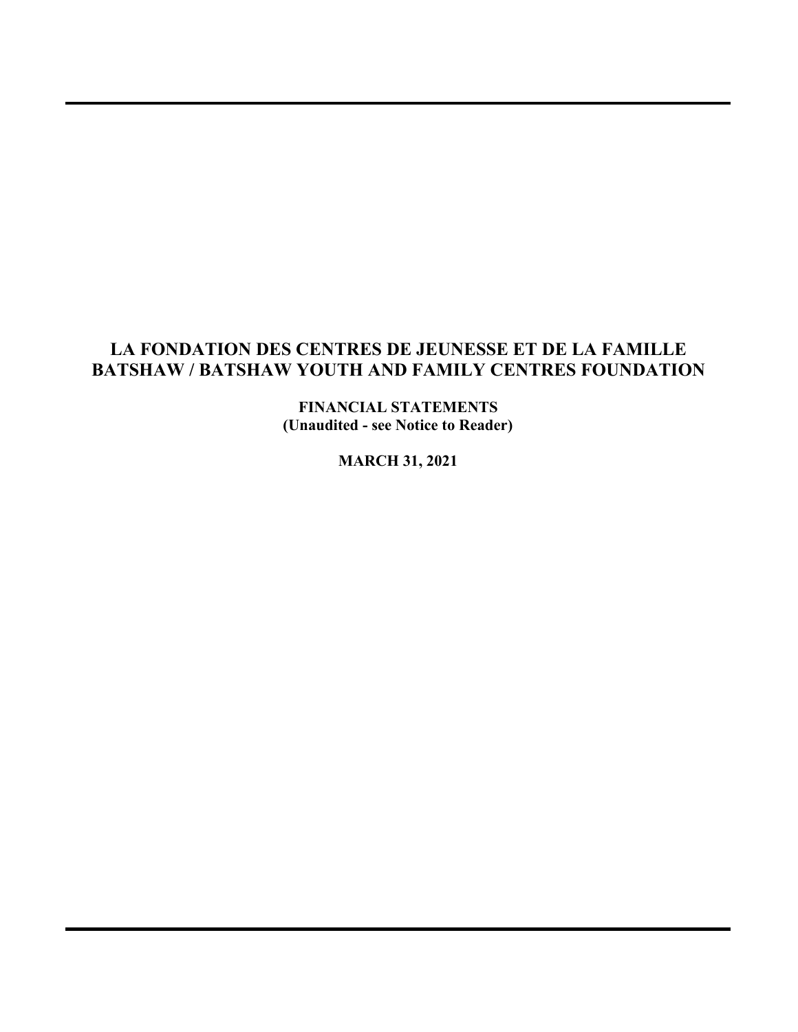# LA FONDATION DES CENTRES DE JEUNESSE ET DE LA FAMILLE BATSHAW / BATSHAW YOUTH AND FAMILY CENTRES FOUNDATION

**FINANCIAL STATEMENTS**
**(Unaudited - see Notice to Reader)**

**MARCH 31, 2021**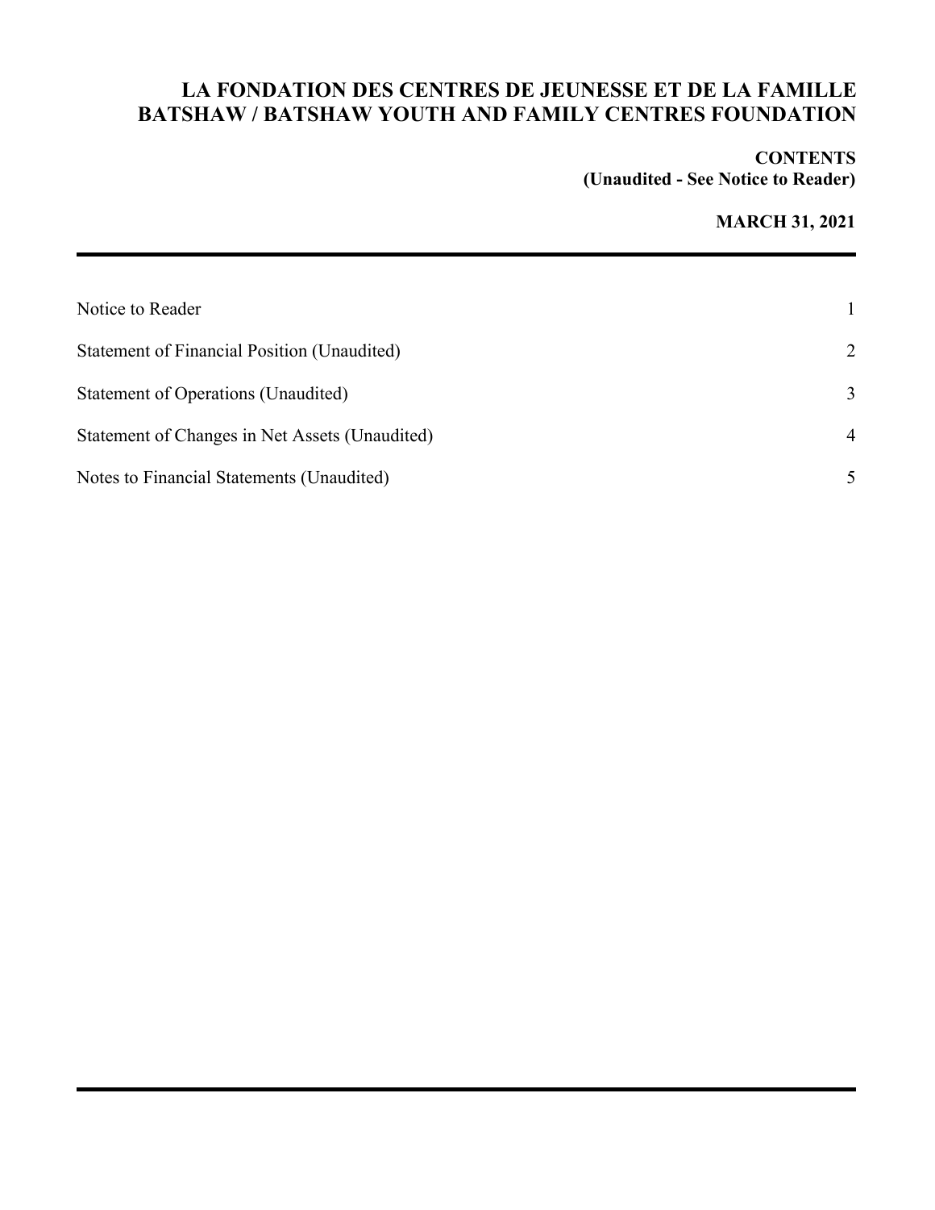# LA FONDATION DES CENTRES DE JEUNESSE ET DE LA FAMILLE BATSHAW / BATSHAW YOUTH AND FAMILY CENTRES FOUNDATION

**CONTENTS**
**(Unaudited - See Notice to Reader)**

**MARCH 31, 2021**

| | |
|---|---|
| Notice to Reader | 1 |
| Statement of Financial Position (Unaudited) | 2 |
| Statement of Operations (Unaudited) | 3 |
| Statement of Changes in Net Assets (Unaudited) | 4 |
| Notes to Financial Statements (Unaudited) | 5 |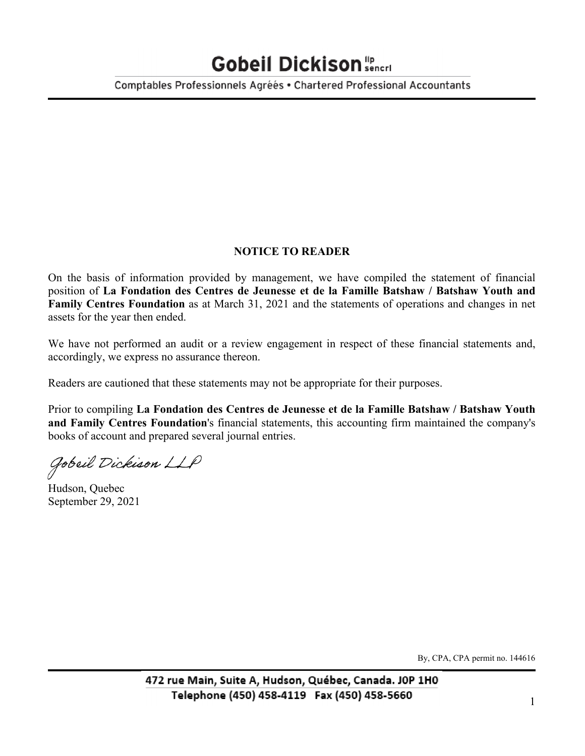# Gobeil Dickison llp sencrl

Comptables Professionnels Agréés • Chartered Professional Accountants

## NOTICE TO READER

On the basis of information provided by management, we have compiled the statement of financial position of **La Fondation des Centres de Jeunesse et de la Famille Batshaw / Batshaw Youth and Family Centres Foundation** as at March 31, 2021 and the statements of operations and changes in net assets for the year then ended.

We have not performed an audit or a review engagement in respect of these financial statements and, accordingly, we express no assurance thereon.

Readers are cautioned that these statements may not be appropriate for their purposes.

Prior to compiling **La Fondation des Centres de Jeunesse et de la Famille Batshaw / Batshaw Youth and Family Centres Foundation**'s financial statements, this accounting firm maintained the company's books of account and prepared several journal entries.

*Gobeil Dickison LLP*

Hudson, Quebec
September 29, 2021

By, CPA, CPA permit no. 144616

472 rue Main, Suite A, Hudson, Québec, Canada. J0P 1H0
Telephone (450) 458-4119 Fax (450) 458-5660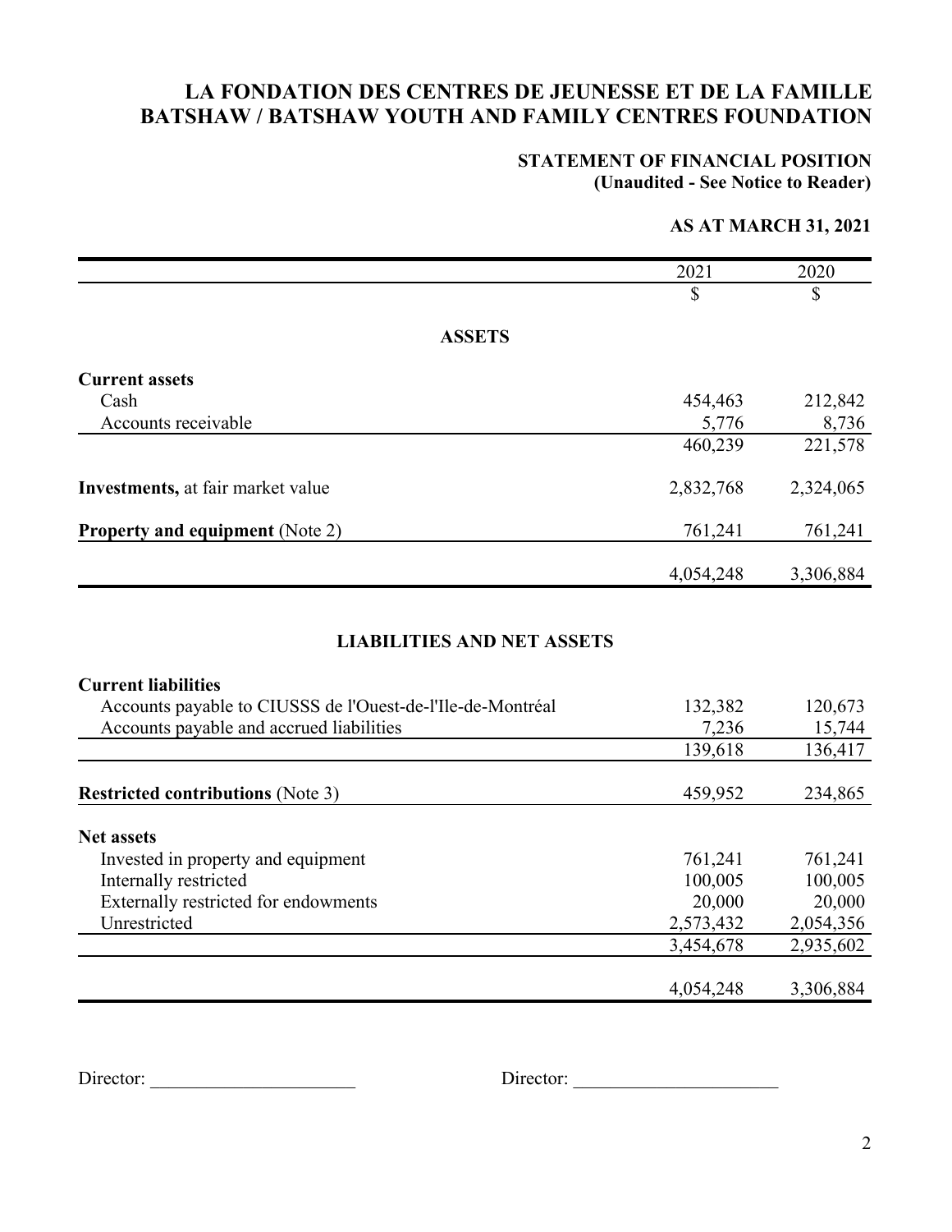# LA FONDATION DES CENTRES DE JEUNESSE ET DE LA FAMILLE BATSHAW / BATSHAW YOUTH AND FAMILY CENTRES FOUNDATION

## STATEMENT OF FINANCIAL POSITION
**(Unaudited - See Notice to Reader)**

**AS AT MARCH 31, 2021**

| | 2021 | 2020 |
|---|---|---|
| | $ | $ |
| **ASSETS** | | |
| **Current assets** | | |
| Cash | 454,463 | 212,842 |
| Accounts receivable | 5,776 | 8,736 |
| | 460,239 | 221,578 |
| **Investments,** at fair market value | 2,832,768 | 2,324,065 |
| **Property and equipment** (Note 2) | 761,241 | 761,241 |
| | 4,054,248 | 3,306,884 |
| **LIABILITIES AND NET ASSETS** | | |
| **Current liabilities** | | |
| Accounts payable to CIUSSS de l'Ouest-de-l'Ile-de-Montréal | 132,382 | 120,673 |
| Accounts payable and accrued liabilities | 7,236 | 15,744 |
| | 139,618 | 136,417 |
| **Restricted contributions** (Note 3) | 459,952 | 234,865 |
| **Net assets** | | |
| Invested in property and equipment | 761,241 | 761,241 |
| Internally restricted | 100,005 | 100,005 |
| Externally restricted for endowments | 20,000 | 20,000 |
| Unrestricted | 2,573,432 | 2,054,356 |
| | 3,454,678 | 2,935,602 |
| | 4,054,248 | 3,306,884 |

Director: ______________________ Director: ______________________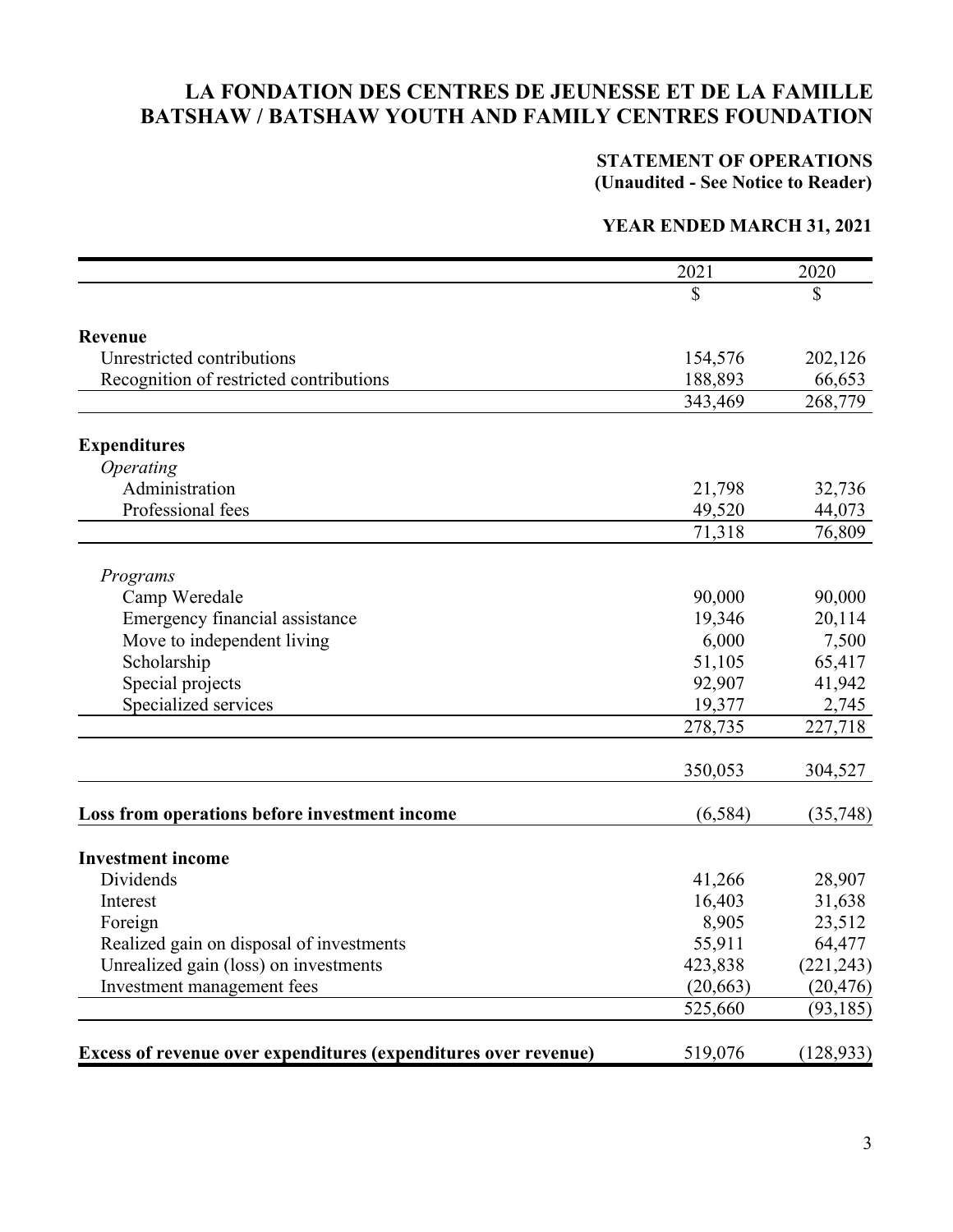# LA FONDATION DES CENTRES DE JEUNESSE ET DE LA FAMILLE BATSHAW / BATSHAW YOUTH AND FAMILY CENTRES FOUNDATION

## STATEMENT OF OPERATIONS
**(Unaudited - See Notice to Reader)**

## YEAR ENDED MARCH 31, 2021

| | 2021 | 2020 |
|---|---|---|
| | $ | $ |
| **Revenue** | | |
| Unrestricted contributions | 154,576 | 202,126 |
| Recognition of restricted contributions | 188,893 | 66,653 |
| | 343,469 | 268,779 |
| **Expenditures** | | |
| *Operating* | | |
| Administration | 21,798 | 32,736 |
| Professional fees | 49,520 | 44,073 |
| | 71,318 | 76,809 |
| *Programs* | | |
| Camp Weredale | 90,000 | 90,000 |
| Emergency financial assistance | 19,346 | 20,114 |
| Move to independent living | 6,000 | 7,500 |
| Scholarship | 51,105 | 65,417 |
| Special projects | 92,907 | 41,942 |
| Specialized services | 19,377 | 2,745 |
| | 278,735 | 227,718 |
| | 350,053 | 304,527 |
| **Loss from operations before investment income** | (6,584) | (35,748) |
| **Investment income** | | |
| Dividends | 41,266 | 28,907 |
| Interest | 16,403 | 31,638 |
| Foreign | 8,905 | 23,512 |
| Realized gain on disposal of investments | 55,911 | 64,477 |
| Unrealized gain (loss) on investments | 423,838 | (221,243) |
| Investment management fees | (20,663) | (20,476) |
| | 525,660 | (93,185) |
| **Excess of revenue over expenditures (expenditures over revenue)** | 519,076 | (128,933) |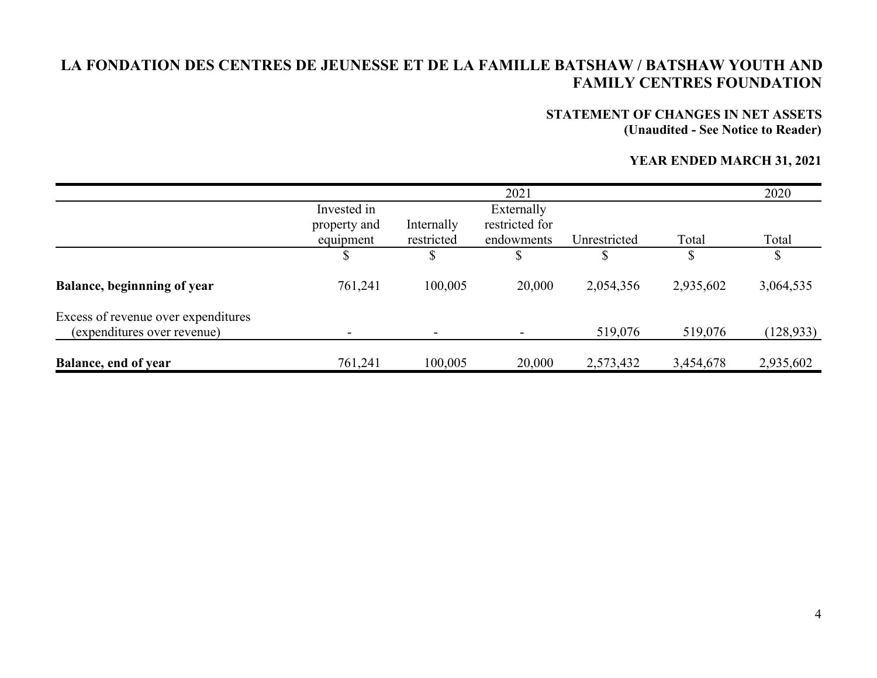# LA FONDATION DES CENTRES DE JEUNESSE ET DE LA FAMILLE BATSHAW / BATSHAW YOUTH AND FAMILY CENTRES FOUNDATION

## STATEMENT OF CHANGES IN NET ASSETS
**(Unaudited - See Notice to Reader)**

**YEAR ENDED MARCH 31, 2021**

| | 2021 | | | | | 2020 |
|---|---|---|---|---|---|---|
| | Invested in property and equipment | Internally restricted | Externally restricted for endowments | Unrestricted | Total | Total |
| | $ | $ | $ | $ | $ | $ |
| **Balance, beginnning of year** | 761,241 | 100,005 | 20,000 | 2,054,356 | 2,935,602 | 3,064,535 |
| Excess of revenue over expenditures (expenditures over revenue) | - | - | - | 519,076 | 519,076 | (128,933) |
| **Balance, end of year** | 761,241 | 100,005 | 20,000 | 2,573,432 | 3,454,678 | 2,935,602 |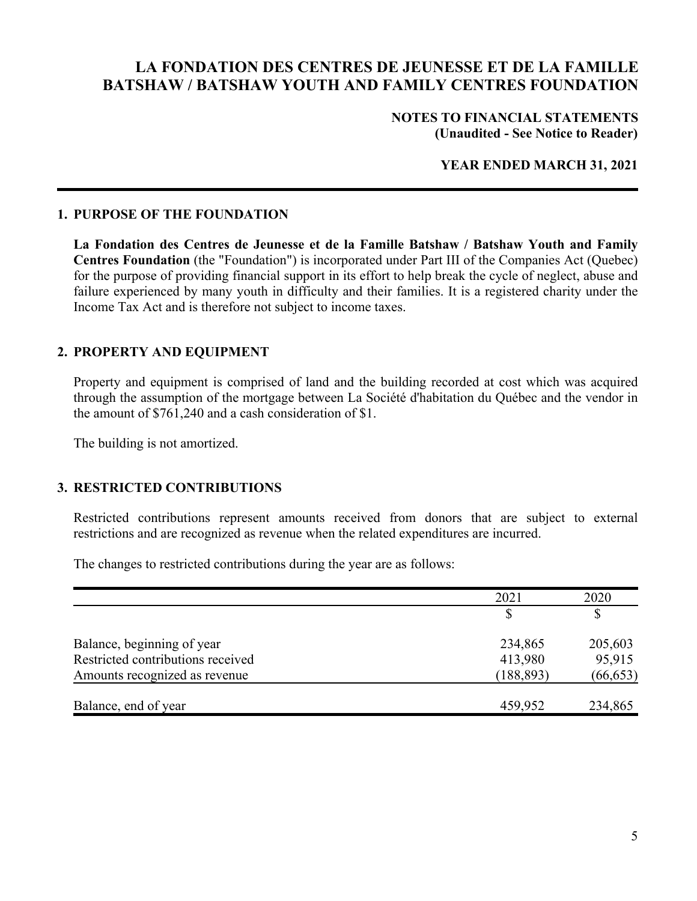# LA FONDATION DES CENTRES DE JEUNESSE ET DE LA FAMILLE BATSHAW / BATSHAW YOUTH AND FAMILY CENTRES FOUNDATION

**NOTES TO FINANCIAL STATEMENTS**
**(Unaudited - See Notice to Reader)**

**YEAR ENDED MARCH 31, 2021**

## 1. PURPOSE OF THE FOUNDATION

**La Fondation des Centres de Jeunesse et de la Famille Batshaw / Batshaw Youth and Family Centres Foundation** (the "Foundation") is incorporated under Part III of the Companies Act (Quebec) for the purpose of providing financial support in its effort to help break the cycle of neglect, abuse and failure experienced by many youth in difficulty and their families. It is a registered charity under the Income Tax Act and is therefore not subject to income taxes.

## 2. PROPERTY AND EQUIPMENT

Property and equipment is comprised of land and the building recorded at cost which was acquired through the assumption of the mortgage between La Société d'habitation du Québec and the vendor in the amount of $761,240 and a cash consideration of $1.

The building is not amortized.

## 3. RESTRICTED CONTRIBUTIONS

Restricted contributions represent amounts received from donors that are subject to external restrictions and are recognized as revenue when the related expenditures are incurred.

The changes to restricted contributions during the year are as follows:

| | 2021 | 2020 |
|---|---|---|
| | $ | $ |
| Balance, beginning of year | 234,865 | 205,603 |
| Restricted contributions received | 413,980 | 95,915 |
| Amounts recognized as revenue | (188,893) | (66,653) |
| Balance, end of year | 459,952 | 234,865 |